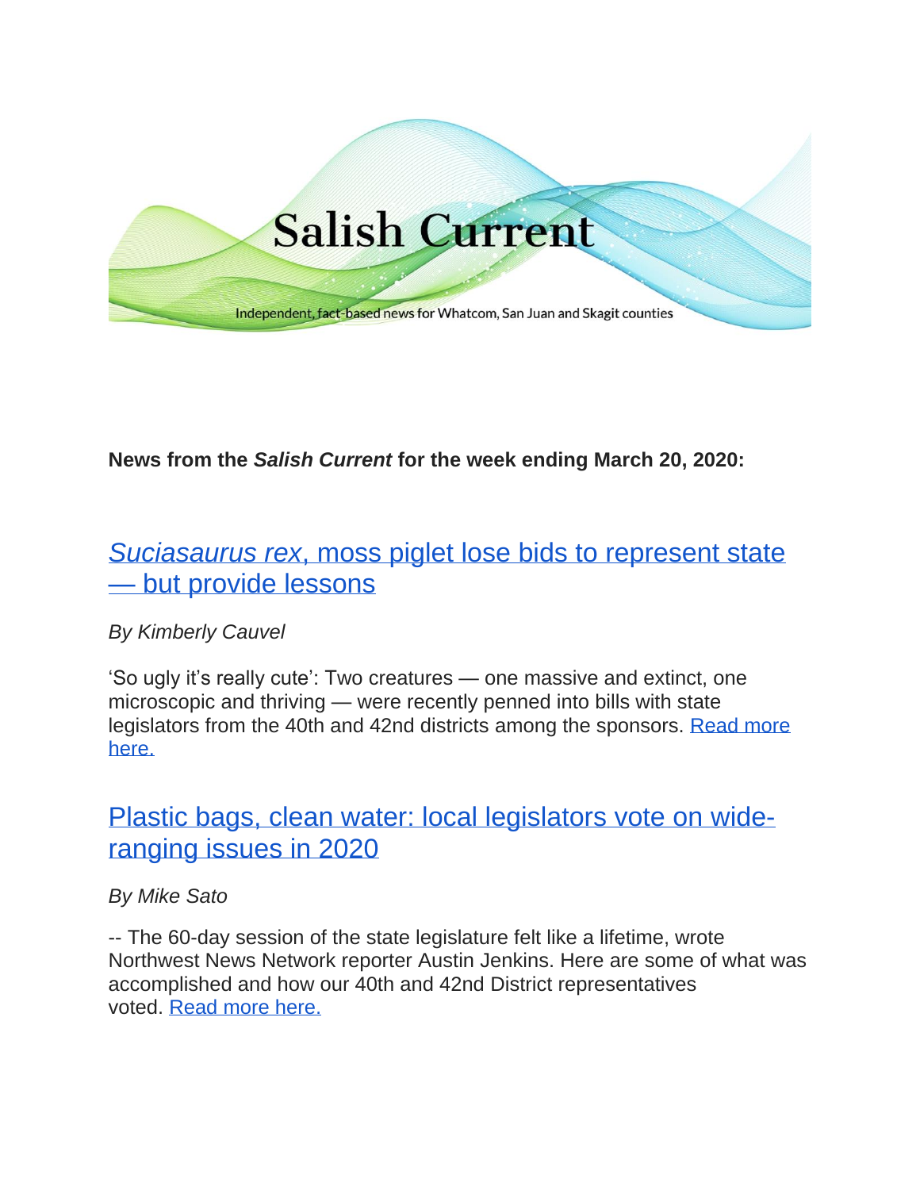# Salish Current

Independent, fact-based news for Whatcom, San Juan and Skagit counties

**News from the *Salish Current* for the week ending March 20, 2020:**

## *Suciasaurus rex*, moss piglet lose bids to represent state — but provide lessons

*By Kimberly Cauvel*

'So ugly it's really cute': Two creatures — one massive and extinct, one microscopic and thriving — were recently penned into bills with state legislators from the 40th and 42nd districts among the sponsors. Read more here.

## Plastic bags, clean water: local legislators vote on wide-ranging issues in 2020

*By Mike Sato*

-- The 60-day session of the state legislature felt like a lifetime, wrote Northwest News Network reporter Austin Jenkins. Here are some of what was accomplished and how our 40th and 42nd District representatives voted. Read more here.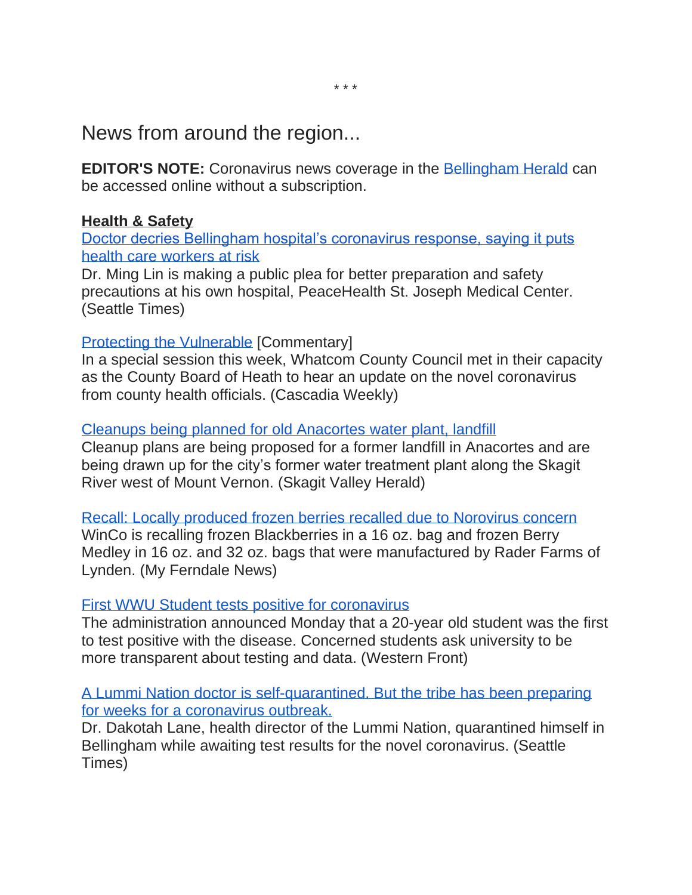\* \* \*

## News from around the region...

**EDITOR'S NOTE:** Coronavirus news coverage in the Bellingham Herald can be accessed online without a subscription.

**Health & Safety**

Doctor decries Bellingham hospital's coronavirus response, saying it puts health care workers at risk
Dr. Ming Lin is making a public plea for better preparation and safety precautions at his own hospital, PeaceHealth St. Joseph Medical Center. (Seattle Times)

Protecting the Vulnerable [Commentary]
In a special session this week, Whatcom County Council met in their capacity as the County Board of Heath to hear an update on the novel coronavirus from county health officials. (Cascadia Weekly)

Cleanups being planned for old Anacortes water plant, landfill
Cleanup plans are being proposed for a former landfill in Anacortes and are being drawn up for the city's former water treatment plant along the Skagit River west of Mount Vernon. (Skagit Valley Herald)

Recall: Locally produced frozen berries recalled due to Norovirus concern
WinCo is recalling frozen Blackberries in a 16 oz. bag and frozen Berry Medley in 16 oz. and 32 oz. bags that were manufactured by Rader Farms of Lynden. (My Ferndale News)

First WWU Student tests positive for coronavirus
The administration announced Monday that a 20-year old student was the first to test positive with the disease. Concerned students ask university to be more transparent about testing and data. (Western Front)

A Lummi Nation doctor is self-quarantined. But the tribe has been preparing for weeks for a coronavirus outbreak.
Dr. Dakotah Lane, health director of the Lummi Nation, quarantined himself in Bellingham while awaiting test results for the novel coronavirus. (Seattle Times)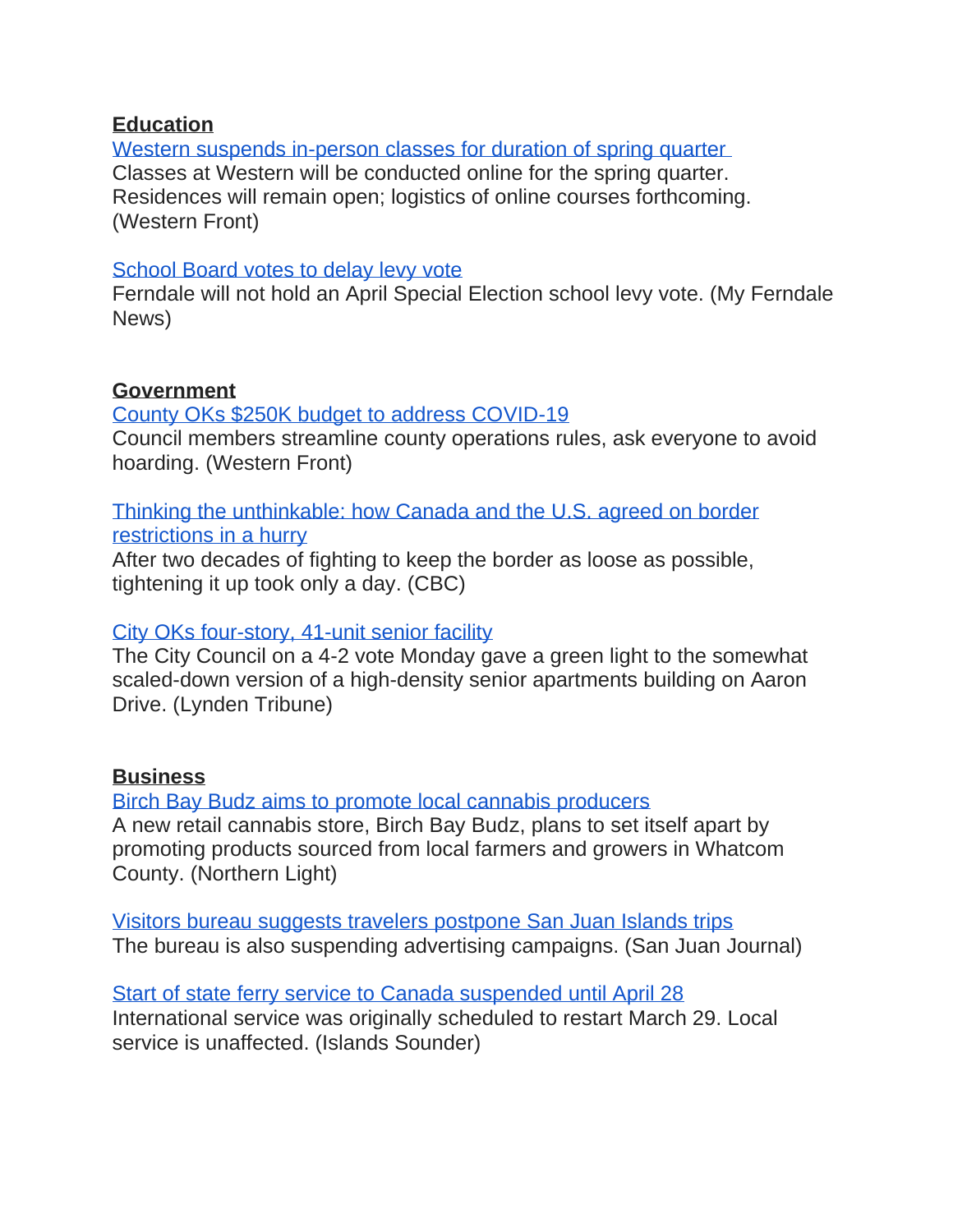**Education**

Western suspends in-person classes for duration of spring quarter
Classes at Western will be conducted online for the spring quarter. Residences will remain open; logistics of online courses forthcoming. (Western Front)

School Board votes to delay levy vote
Ferndale will not hold an April Special Election school levy vote. (My Ferndale News)

**Government**

County OKs $250K budget to address COVID-19
Council members streamline county operations rules, ask everyone to avoid hoarding. (Western Front)

Thinking the unthinkable: how Canada and the U.S. agreed on border restrictions in a hurry
After two decades of fighting to keep the border as loose as possible, tightening it up took only a day. (CBC)

City OKs four-story, 41-unit senior facility
The City Council on a 4-2 vote Monday gave a green light to the somewhat scaled-down version of a high-density senior apartments building on Aaron Drive. (Lynden Tribune)

**Business**

Birch Bay Budz aims to promote local cannabis producers
A new retail cannabis store, Birch Bay Budz, plans to set itself apart by promoting products sourced from local farmers and growers in Whatcom County. (Northern Light)

Visitors bureau suggests travelers postpone San Juan Islands trips
The bureau is also suspending advertising campaigns. (San Juan Journal)

Start of state ferry service to Canada suspended until April 28
International service was originally scheduled to restart March 29. Local service is unaffected. (Islands Sounder)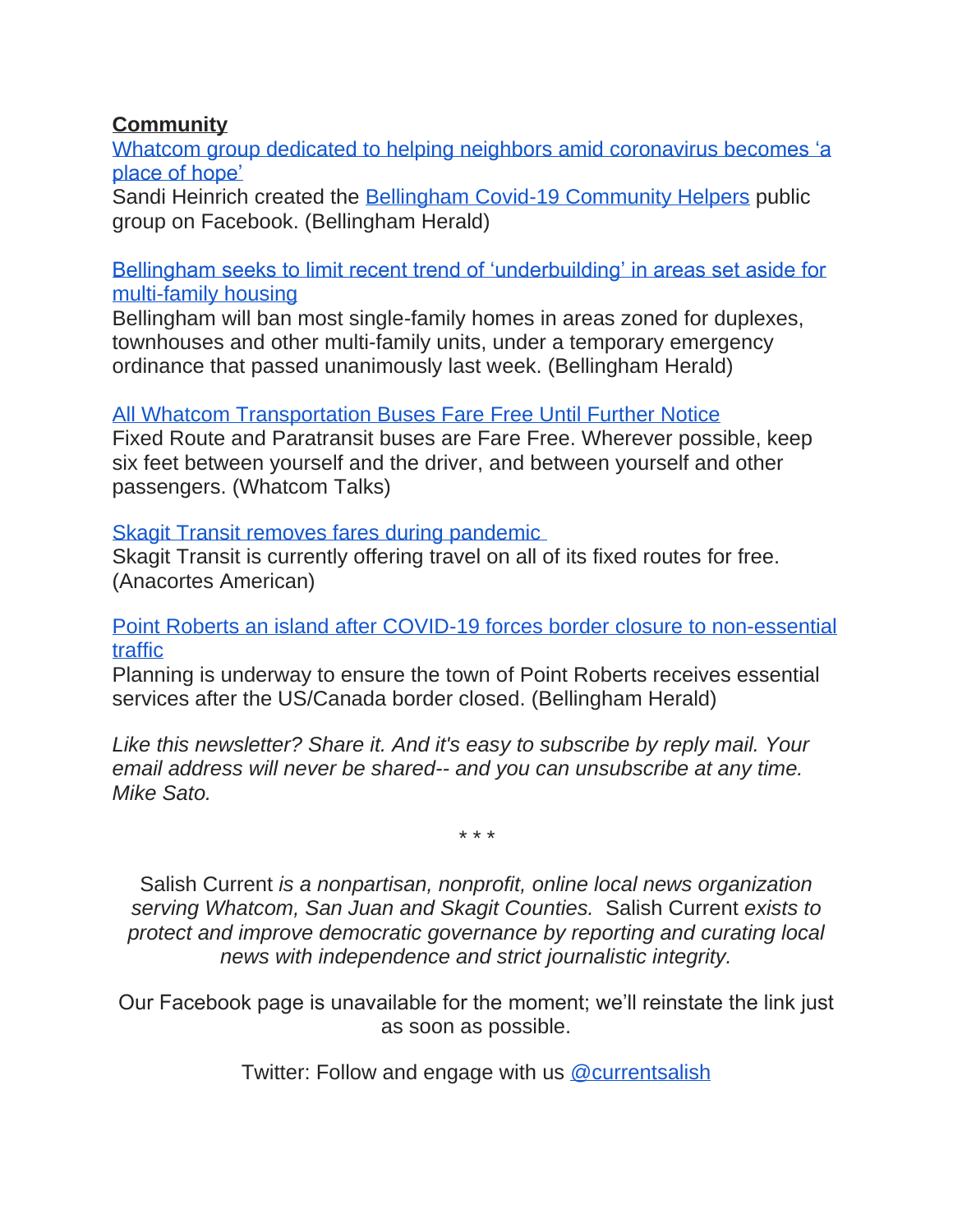**Community**

Whatcom group dedicated to helping neighbors amid coronavirus becomes 'a place of hope'

Sandi Heinrich created the Bellingham Covid-19 Community Helpers public group on Facebook. (Bellingham Herald)

Bellingham seeks to limit recent trend of 'underbuilding' in areas set aside for multi-family housing

Bellingham will ban most single-family homes in areas zoned for duplexes, townhouses and other multi-family units, under a temporary emergency ordinance that passed unanimously last week. (Bellingham Herald)

All Whatcom Transportation Buses Fare Free Until Further Notice

Fixed Route and Paratransit buses are Fare Free. Wherever possible, keep six feet between yourself and the driver, and between yourself and other passengers. (Whatcom Talks)

Skagit Transit removes fares during pandemic

Skagit Transit is currently offering travel on all of its fixed routes for free. (Anacortes American)

Point Roberts an island after COVID-19 forces border closure to non-essential traffic

Planning is underway to ensure the town of Point Roberts receives essential services after the US/Canada border closed. (Bellingham Herald)

*Like this newsletter? Share it. And it's easy to subscribe by reply mail. Your email address will never be shared-- and you can unsubscribe at any time. Mike Sato.*

\* \* \*

Salish Current *is a nonpartisan, nonprofit, online local news organization serving Whatcom, San Juan and Skagit Counties.* Salish Current *exists to protect and improve democratic governance by reporting and curating local news with independence and strict journalistic integrity.*

Our Facebook page is unavailable for the moment; we'll reinstate the link just as soon as possible.

Twitter: Follow and engage with us @currentsalish